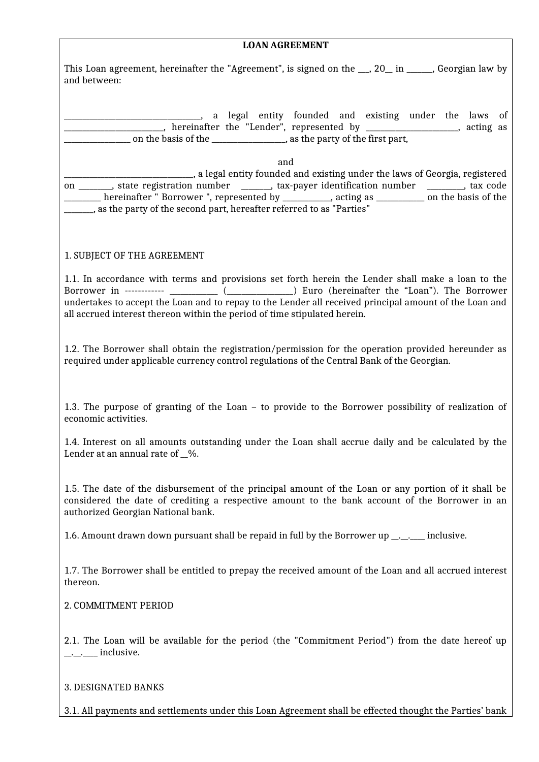**LOAN AGREEMENT**

This Loan agreement, hereinafter the "Agreement", is signed on the ___, 20__ in ______, Georgian law by and between:

_________________________________, a legal entity founded and existing under the laws of ________________________, hereinafter the "Lender", represented by ______________________, acting as ________________ on the basis of the __________________, as the party of the first part,

and

_______________________________, a legal entity founded and existing under the laws of Georgia, registered on ________, state registration number _______, tax-payer identification number _________, tax code _________ hereinafter " Borrower ", represented by ___________, acting as ___________ on the basis of the _______, as the party of the second part, hereafter referred to as "Parties"

1. SUBJECT OF THE AGREEMENT

1.1. In accordance with terms and provisions set forth herein the Lender shall make a loan to the Borrower in ------------ ___________ (________________) Euro (hereinafter the "Loan"). The Borrower undertakes to accept the Loan and to repay to the Lender all received principal amount of the Loan and all accrued interest thereon within the period of time stipulated herein.

1.2. The Borrower shall obtain the registration/permission for the operation provided hereunder as required under applicable currency control regulations of the Central Bank of the Georgian.

1.3. The purpose of granting of the Loan – to provide to the Borrower possibility of realization of economic activities.

1.4. Interest on all amounts outstanding under the Loan shall accrue daily and be calculated by the Lender at an annual rate of __%.

1.5. The date of the disbursement of the principal amount of the Loan or any portion of it shall be considered the date of crediting a respective amount to the bank account of the Borrower in an authorized Georgian National bank.

1.6. Amount drawn down pursuant shall be repaid in full by the Borrower up __.__.____ inclusive.

1.7. The Borrower shall be entitled to prepay the received amount of the Loan and all accrued interest thereon.

2. COMMITMENT PERIOD

2.1. The Loan will be available for the period (the "Commitment Period") from the date hereof up __.__.____ inclusive.

3. DESIGNATED BANKS

3.1. All payments and settlements under this Loan Agreement shall be effected thought the Parties' bank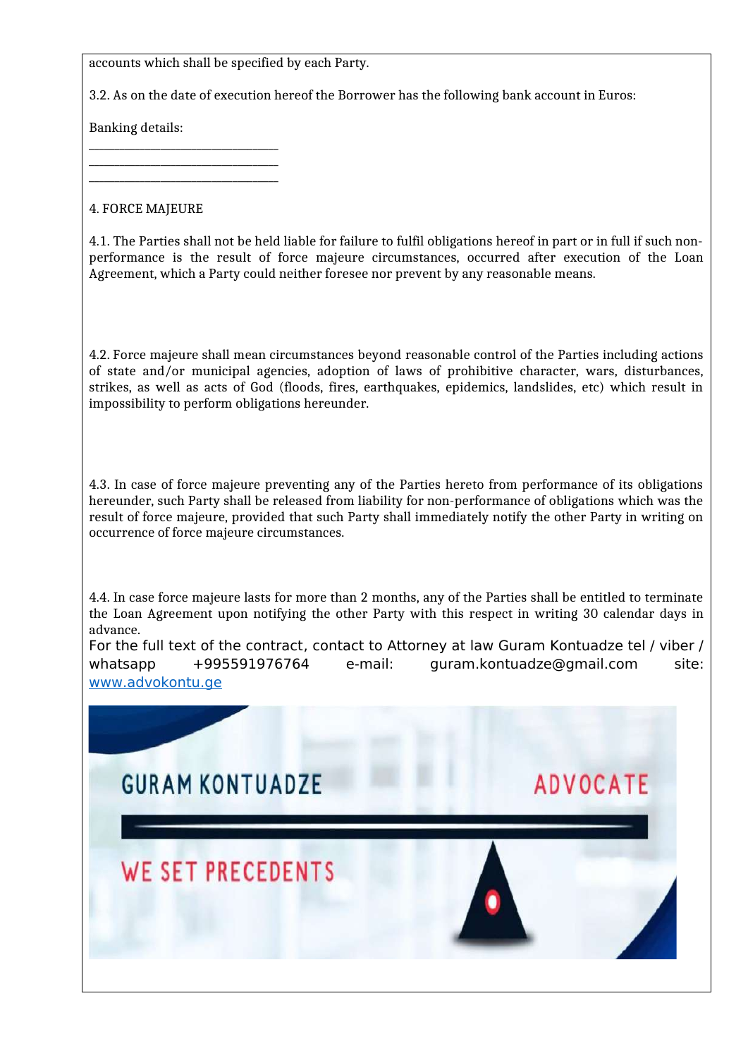accounts which shall be specified by each Party.

3.2. As on the date of execution hereof the Borrower has the following bank account in Euros:

Banking details:

\_\_\_\_\_\_\_\_\_\_\_\_\_\_\_\_\_\_\_\_\_\_\_\_\_\_\_\_\_\_\_\_

\_\_\_\_\_\_\_\_\_\_\_\_\_\_\_\_\_\_\_\_\_\_\_\_\_\_\_\_\_\_\_\_

\_\_\_\_\_\_\_\_\_\_\_\_\_\_\_\_\_\_\_\_\_\_\_\_\_\_\_\_\_\_\_\_

4. FORCE MAJEURE

4.1. The Parties shall not be held liable for failure to fulfil obligations hereof in part or in full if such non-performance is the result of force majeure circumstances, occurred after execution of the Loan Agreement, which a Party could neither foresee nor prevent by any reasonable means.

4.2. Force majeure shall mean circumstances beyond reasonable control of the Parties including actions of state and/or municipal agencies, adoption of laws of prohibitive character, wars, disturbances, strikes, as well as acts of God (floods, fires, earthquakes, epidemics, landslides, etc) which result in impossibility to perform obligations hereunder.

4.3. In case of force majeure preventing any of the Parties hereto from performance of its obligations hereunder, such Party shall be released from liability for non-performance of obligations which was the result of force majeure, provided that such Party shall immediately notify the other Party in writing on occurrence of force majeure circumstances.

4.4. In case force majeure lasts for more than 2 months, any of the Parties shall be entitled to terminate the Loan Agreement upon notifying the other Party with this respect in writing 30 calendar days in advance.

For the full text of the contract, contact to Attorney at law Guram Kontuadze tel / viber / whatsapp +995591976764 e-mail: guram.kontuadze@gmail.com site: www.advokontu.ge

GURAM KONTUADZE ADVOCATE

WE SET PRECEDENTS